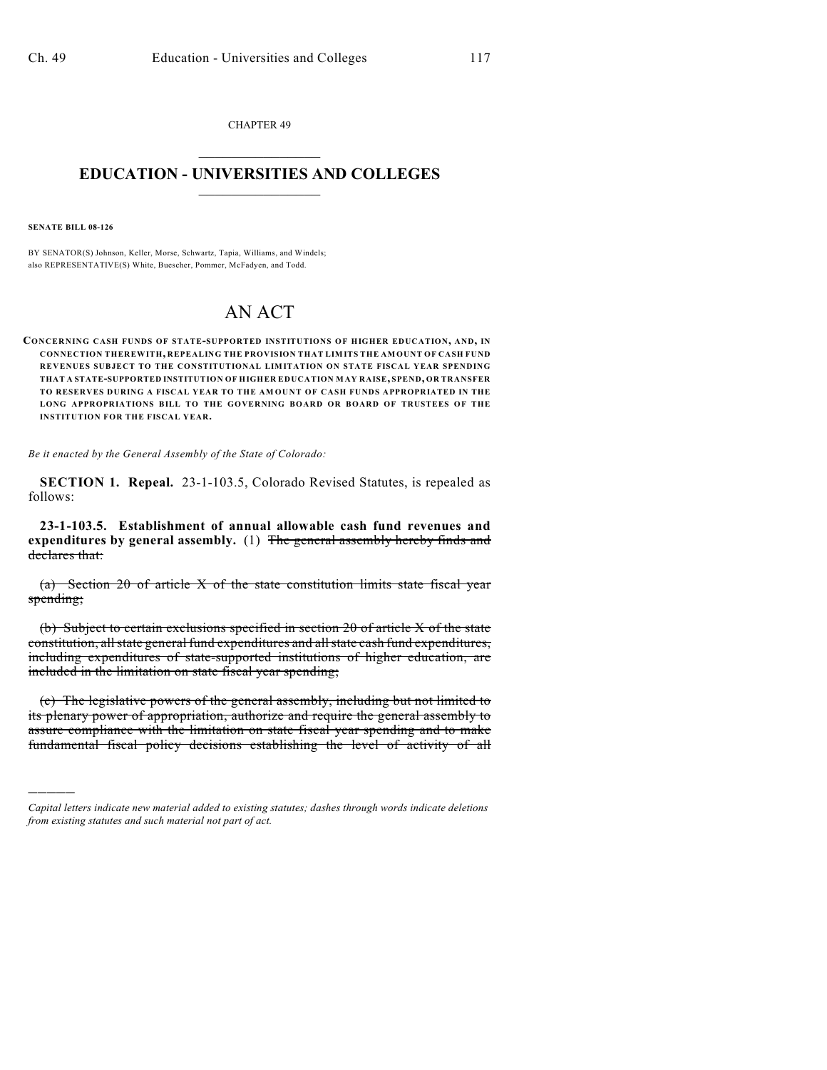CHAPTER 49

# EDUCATION - UNIVERSITIES AND COLLEGES

**SENATE BILL 08-126**

BY SENATOR(S) Johnson, Keller, Morse, Schwartz, Tapia, Williams, and Windels;
also REPRESENTATIVE(S) White, Buescher, Pommer, McFadyen, and Todd.

# AN ACT

**CONCERNING CASH FUNDS OF STATE-SUPPORTED INSTITUTIONS OF HIGHER EDUCATION, AND, IN CONNECTION THEREWITH, REPEALING THE PROVISION THAT LIMITS THE AMOUNT OF CASH FUND REVENUES SUBJECT TO THE CONSTITUTIONAL LIMITATION ON STATE FISCAL YEAR SPENDING THAT A STATE-SUPPORTED INSTITUTION OF HIGHER EDUCATION MAY RAISE, SPEND, OR TRANSFER TO RESERVES DURING A FISCAL YEAR TO THE AMOUNT OF CASH FUNDS APPROPRIATED IN THE LONG APPROPRIATIONS BILL TO THE GOVERNING BOARD OR BOARD OF TRUSTEES OF THE INSTITUTION FOR THE FISCAL YEAR.**

*Be it enacted by the General Assembly of the State of Colorado:*

**SECTION 1. Repeal.** 23-1-103.5, Colorado Revised Statutes, is repealed as follows:

**23-1-103.5. Establishment of annual allowable cash fund revenues and expenditures by general assembly.** (1) ~~The general assembly hereby finds and declares that:~~

~~(a) Section 20 of article X of the state constitution limits state fiscal year spending;~~

~~(b) Subject to certain exclusions specified in section 20 of article X of the state constitution, all state general fund expenditures and all state cash fund expenditures, including expenditures of state-supported institutions of higher education, are included in the limitation on state fiscal year spending;~~

~~(c) The legislative powers of the general assembly, including but not limited to its plenary power of appropriation, authorize and require the general assembly to assure compliance with the limitation on state fiscal year spending and to make fundamental fiscal policy decisions establishing the level of activity of all~~

---

*Capital letters indicate new material added to existing statutes; dashes through words indicate deletions from existing statutes and such material not part of act.*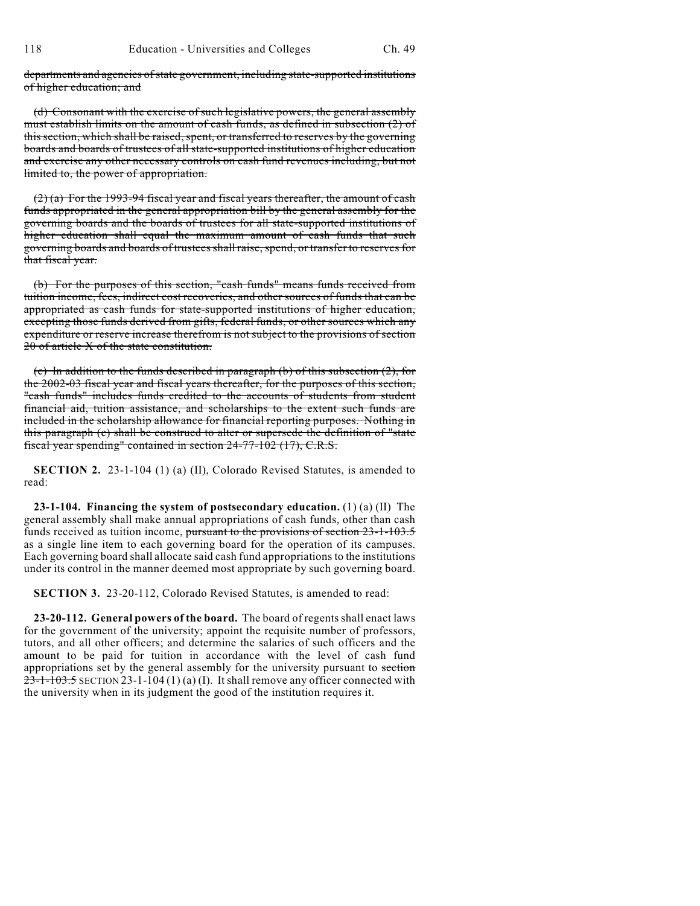~~departments and agencies of state government, including state-supported institutions of higher education; and~~

~~(d) Consonant with the exercise of such legislative powers, the general assembly must establish limits on the amount of cash funds, as defined in subsection (2) of this section, which shall be raised, spent, or transferred to reserves by the governing boards and boards of trustees of all state-supported institutions of higher education and exercise any other necessary controls on cash fund revenues including, but not limited to, the power of appropriation.~~

~~(2) (a) For the 1993-94 fiscal year and fiscal years thereafter, the amount of cash funds appropriated in the general appropriation bill by the general assembly for the governing boards and the boards of trustees for all state-supported institutions of higher education shall equal the maximum amount of cash funds that such governing boards and boards of trustees shall raise, spend, or transfer to reserves for that fiscal year.~~

~~(b) For the purposes of this section, "cash funds" means funds received from tuition income, fees, indirect cost recoveries, and other sources of funds that can be appropriated as cash funds for state-supported institutions of higher education, excepting those funds derived from gifts, federal funds, or other sources which any expenditure or reserve increase therefrom is not subject to the provisions of section 20 of article X of the state constitution.~~

~~(c) In addition to the funds described in paragraph (b) of this subsection (2), for the 2002-03 fiscal year and fiscal years thereafter, for the purposes of this section, "cash funds" includes funds credited to the accounts of students from student financial aid, tuition assistance, and scholarships to the extent such funds are included in the scholarship allowance for financial reporting purposes. Nothing in this paragraph (c) shall be construed to alter or supersede the definition of "state fiscal year spending" contained in section 24-77-102 (17), C.R.S.~~

**SECTION 2.** 23-1-104 (1) (a) (II), Colorado Revised Statutes, is amended to read:

**23-1-104. Financing the system of postsecondary education.** (1) (a) (II) The general assembly shall make annual appropriations of cash funds, other than cash funds received as tuition income, ~~pursuant to the provisions of section 23-1-103.5~~ as a single line item to each governing board for the operation of its campuses. Each governing board shall allocate said cash fund appropriations to the institutions under its control in the manner deemed most appropriate by such governing board.

**SECTION 3.** 23-20-112, Colorado Revised Statutes, is amended to read:

**23-20-112. General powers of the board.** The board of regents shall enact laws for the government of the university; appoint the requisite number of professors, tutors, and all other officers; and determine the salaries of such officers and the amount to be paid for tuition in accordance with the level of cash fund appropriations set by the general assembly for the university pursuant to ~~section 23-1-103.5~~ SECTION 23-1-104 (1) (a) (I). It shall remove any officer connected with the university when in its judgment the good of the institution requires it.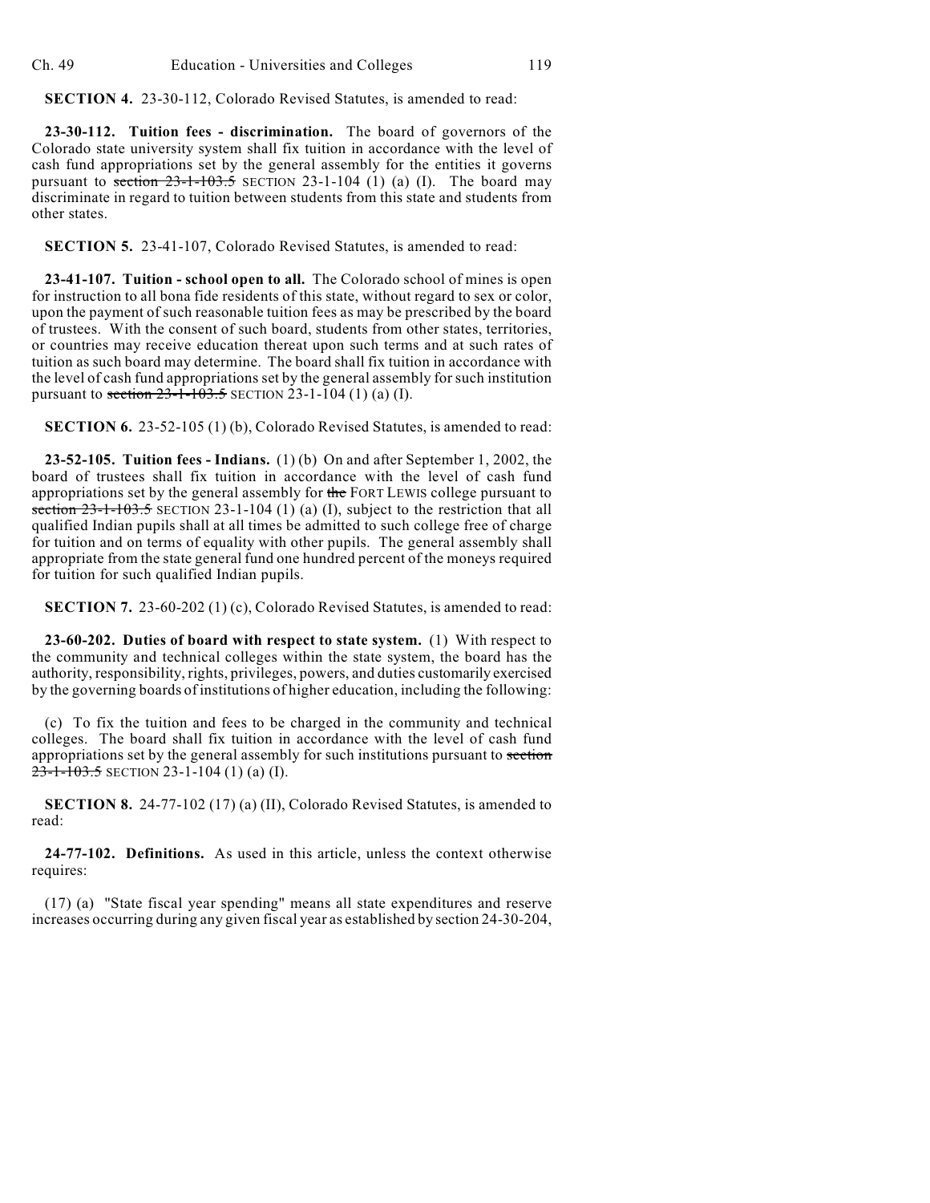**SECTION 4.** 23-30-112, Colorado Revised Statutes, is amended to read:

**23-30-112. Tuition fees - discrimination.** The board of governors of the Colorado state university system shall fix tuition in accordance with the level of cash fund appropriations set by the general assembly for the entities it governs pursuant to ~~section 23-1-103.5~~ SECTION 23-1-104 (1) (a) (I). The board may discriminate in regard to tuition between students from this state and students from other states.

**SECTION 5.** 23-41-107, Colorado Revised Statutes, is amended to read:

**23-41-107. Tuition - school open to all.** The Colorado school of mines is open for instruction to all bona fide residents of this state, without regard to sex or color, upon the payment of such reasonable tuition fees as may be prescribed by the board of trustees. With the consent of such board, students from other states, territories, or countries may receive education thereat upon such terms and at such rates of tuition as such board may determine. The board shall fix tuition in accordance with the level of cash fund appropriations set by the general assembly for such institution pursuant to ~~section 23-1-103.5~~ SECTION 23-1-104 (1) (a) (I).

**SECTION 6.** 23-52-105 (1) (b), Colorado Revised Statutes, is amended to read:

**23-52-105. Tuition fees - Indians.** (1) (b) On and after September 1, 2002, the board of trustees shall fix tuition in accordance with the level of cash fund appropriations set by the general assembly for ~~the~~ FORT LEWIS college pursuant to ~~section 23-1-103.5~~ SECTION 23-1-104 (1) (a) (I), subject to the restriction that all qualified Indian pupils shall at all times be admitted to such college free of charge for tuition and on terms of equality with other pupils. The general assembly shall appropriate from the state general fund one hundred percent of the moneys required for tuition for such qualified Indian pupils.

**SECTION 7.** 23-60-202 (1) (c), Colorado Revised Statutes, is amended to read:

**23-60-202. Duties of board with respect to state system.** (1) With respect to the community and technical colleges within the state system, the board has the authority, responsibility, rights, privileges, powers, and duties customarily exercised by the governing boards of institutions of higher education, including the following:

(c) To fix the tuition and fees to be charged in the community and technical colleges. The board shall fix tuition in accordance with the level of cash fund appropriations set by the general assembly for such institutions pursuant to ~~section 23-1-103.5~~ SECTION 23-1-104 (1) (a) (I).

**SECTION 8.** 24-77-102 (17) (a) (II), Colorado Revised Statutes, is amended to read:

**24-77-102. Definitions.** As used in this article, unless the context otherwise requires:

(17) (a) "State fiscal year spending" means all state expenditures and reserve increases occurring during any given fiscal year as established by section 24-30-204,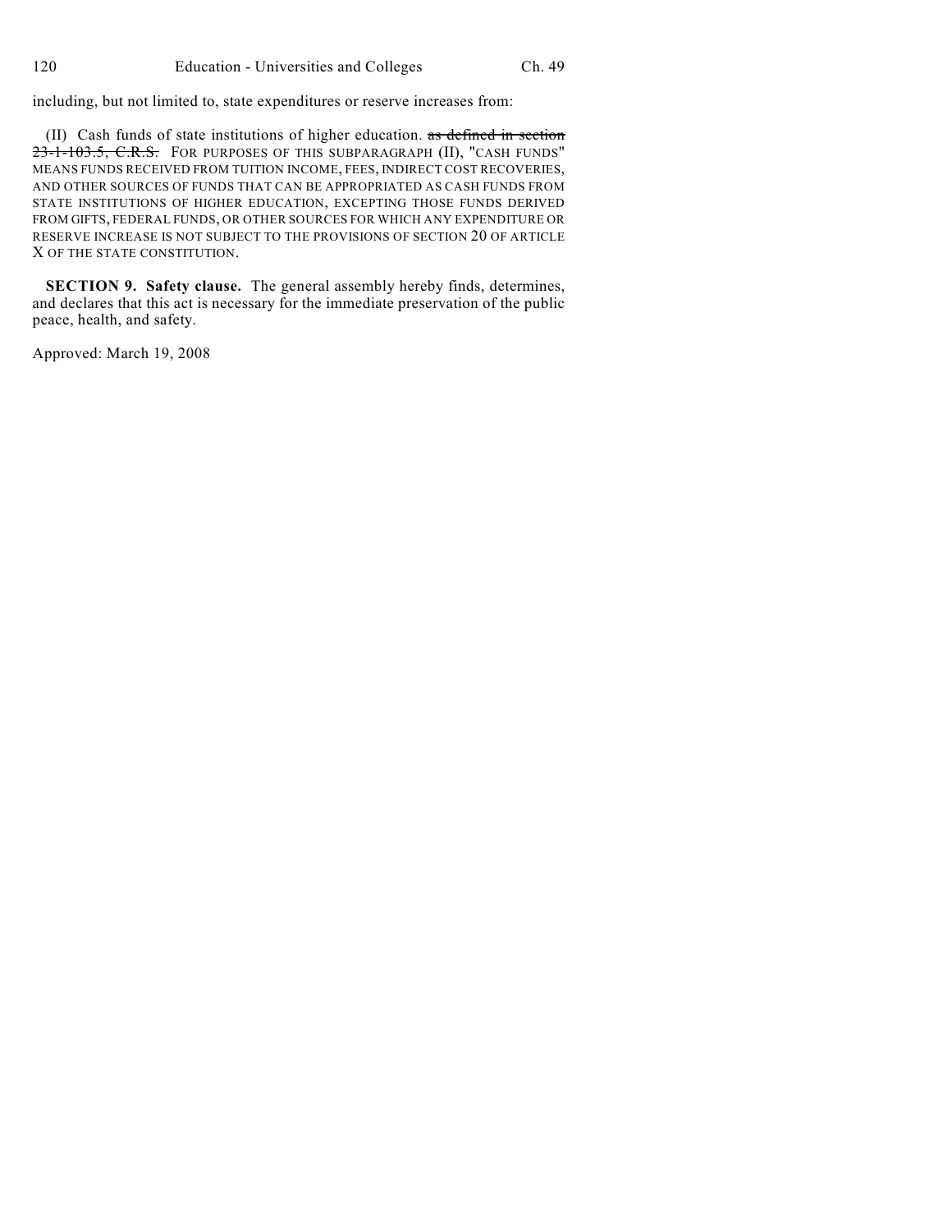including, but not limited to, state expenditures or reserve increases from:

(II) Cash funds of state institutions of higher education. ~~as defined in section 23-1-103.5, C.R.S.~~ FOR PURPOSES OF THIS SUBPARAGRAPH (II), "CASH FUNDS" MEANS FUNDS RECEIVED FROM TUITION INCOME, FEES, INDIRECT COST RECOVERIES, AND OTHER SOURCES OF FUNDS THAT CAN BE APPROPRIATED AS CASH FUNDS FROM STATE INSTITUTIONS OF HIGHER EDUCATION, EXCEPTING THOSE FUNDS DERIVED FROM GIFTS, FEDERAL FUNDS, OR OTHER SOURCES FOR WHICH ANY EXPENDITURE OR RESERVE INCREASE IS NOT SUBJECT TO THE PROVISIONS OF SECTION 20 OF ARTICLE X OF THE STATE CONSTITUTION.

**SECTION 9. Safety clause.** The general assembly hereby finds, determines, and declares that this act is necessary for the immediate preservation of the public peace, health, and safety.

Approved: March 19, 2008